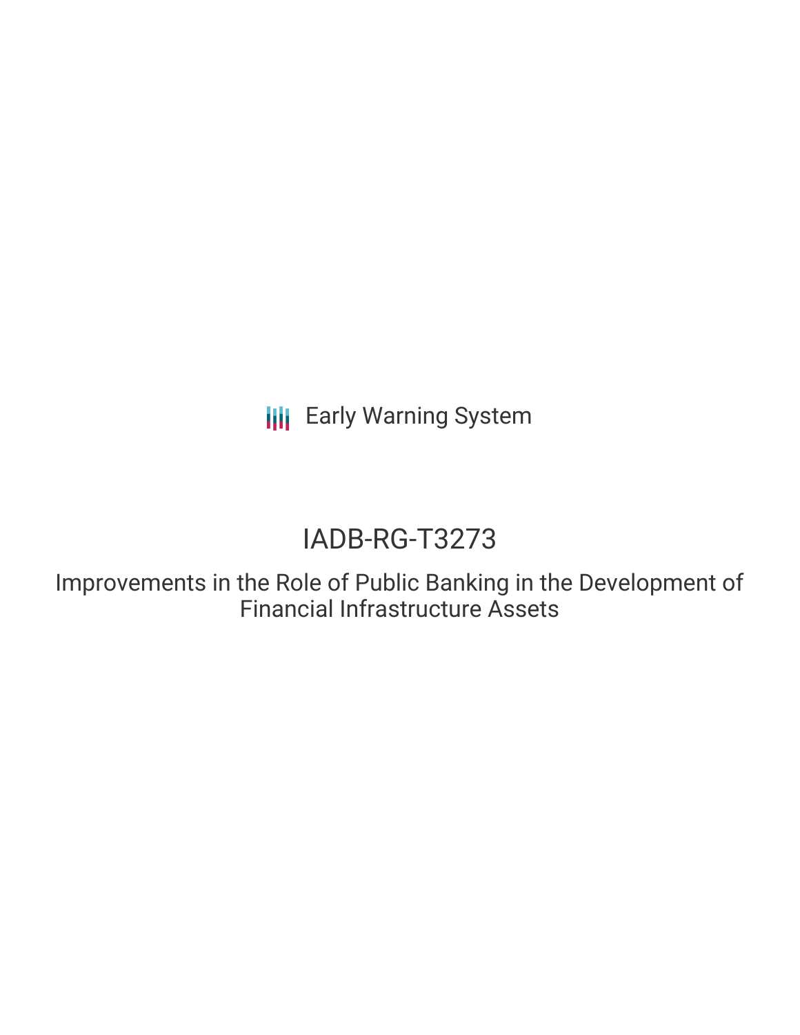Early Warning System

# IADB-RG-T3273

## Improvements in the Role of Public Banking in the Development of Financial Infrastructure Assets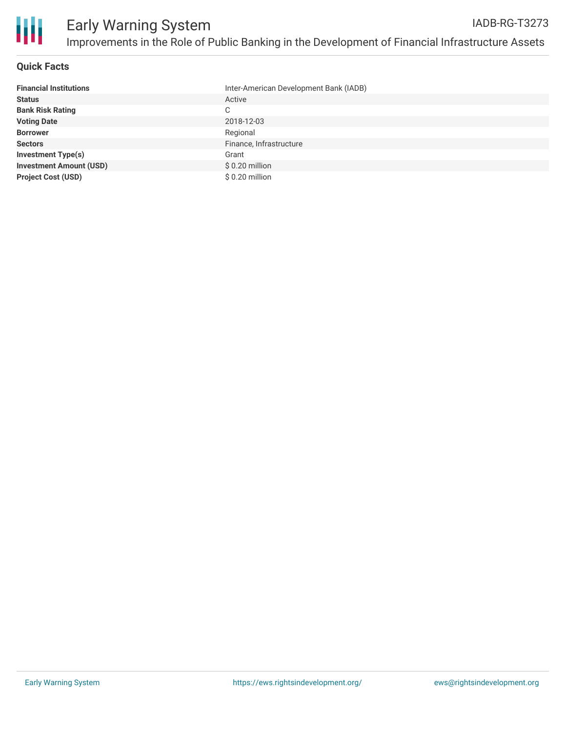## Quick Facts

| | |
|---|---|
| **Financial Institutions** | Inter-American Development Bank (IADB) |
| **Status** | Active |
| **Bank Risk Rating** | C |
| **Voting Date** | 2018-12-03 |
| **Borrower** | Regional |
| **Sectors** | Finance, Infrastructure |
| **Investment Type(s)** | Grant |
| **Investment Amount (USD)** | $ 0.20 million |
| **Project Cost (USD)** | $ 0.20 million |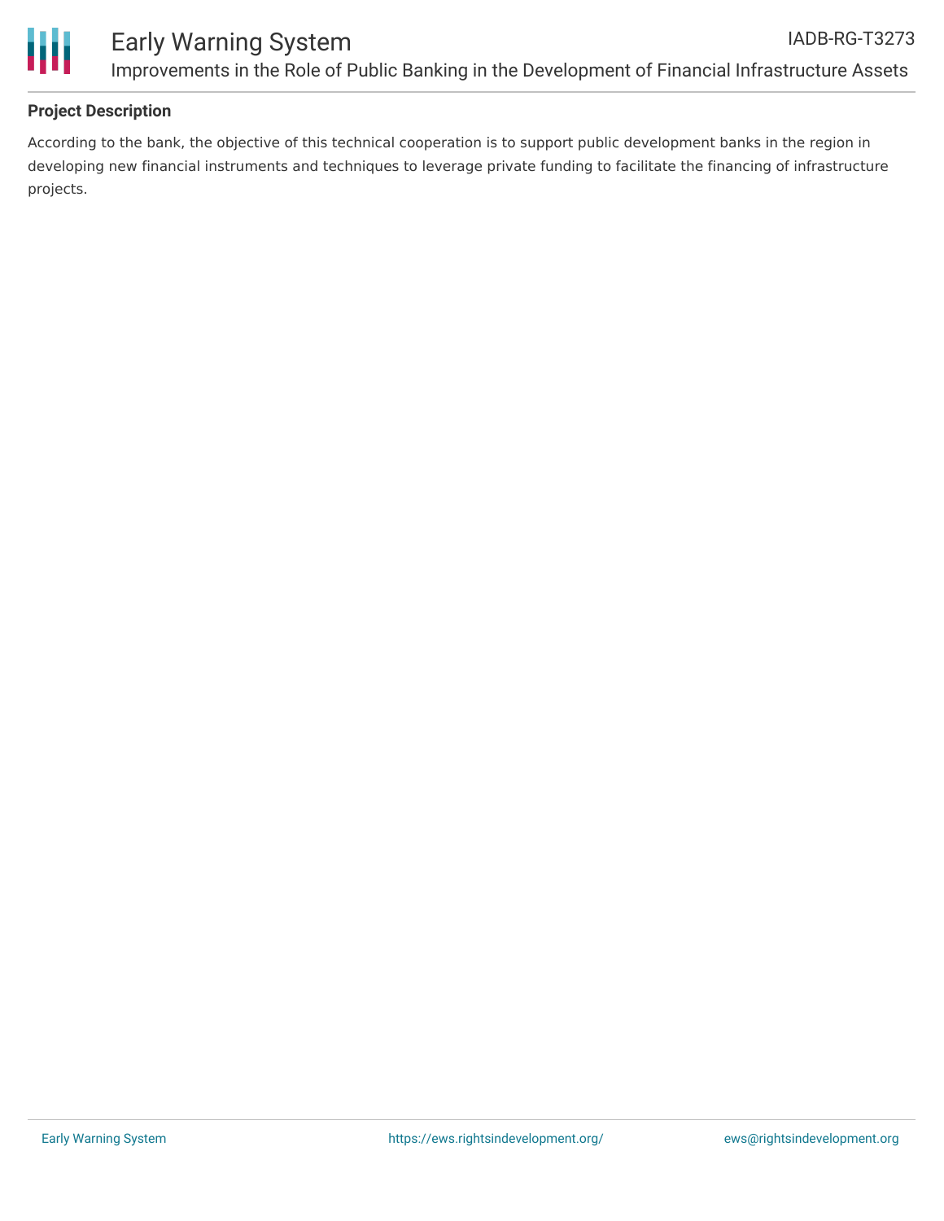## Project Description

According to the bank, the objective of this technical cooperation is to support public development banks in the region in developing new financial instruments and techniques to leverage private funding to facilitate the financing of infrastructure projects.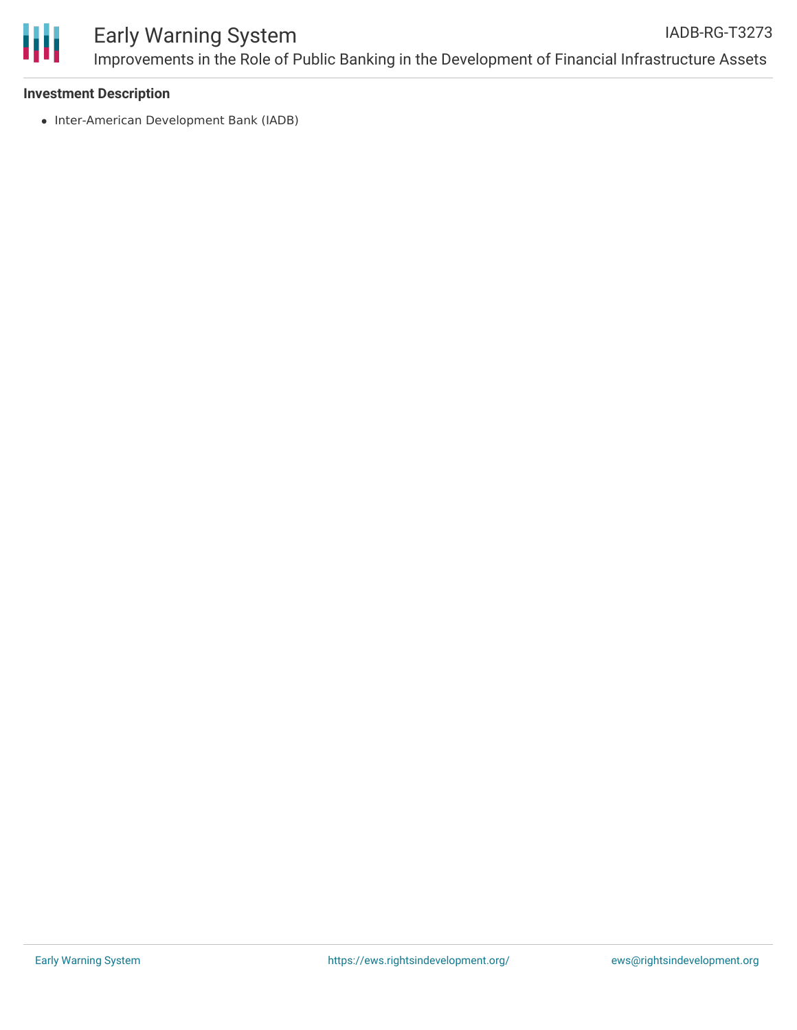### Investment Description

- Inter-American Development Bank (IADB)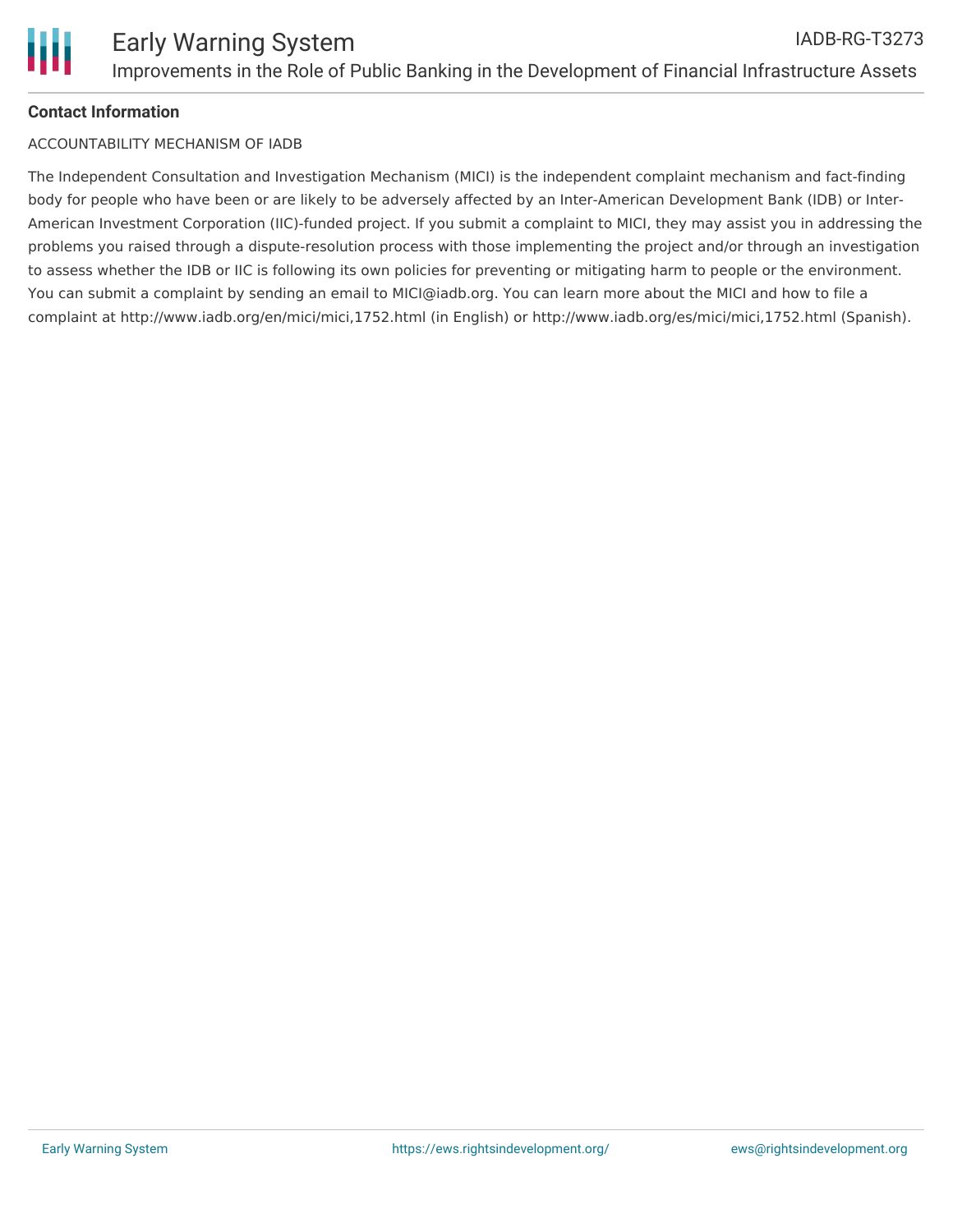**Contact Information**

ACCOUNTABILITY MECHANISM OF IADB

The Independent Consultation and Investigation Mechanism (MICI) is the independent complaint mechanism and fact-finding body for people who have been or are likely to be adversely affected by an Inter-American Development Bank (IDB) or Inter-American Investment Corporation (IIC)-funded project. If you submit a complaint to MICI, they may assist you in addressing the problems you raised through a dispute-resolution process with those implementing the project and/or through an investigation to assess whether the IDB or IIC is following its own policies for preventing or mitigating harm to people or the environment. You can submit a complaint by sending an email to MICI@iadb.org. You can learn more about the MICI and how to file a complaint at http://www.iadb.org/en/mici/mici,1752.html (in English) or http://www.iadb.org/es/mici/mici,1752.html (Spanish).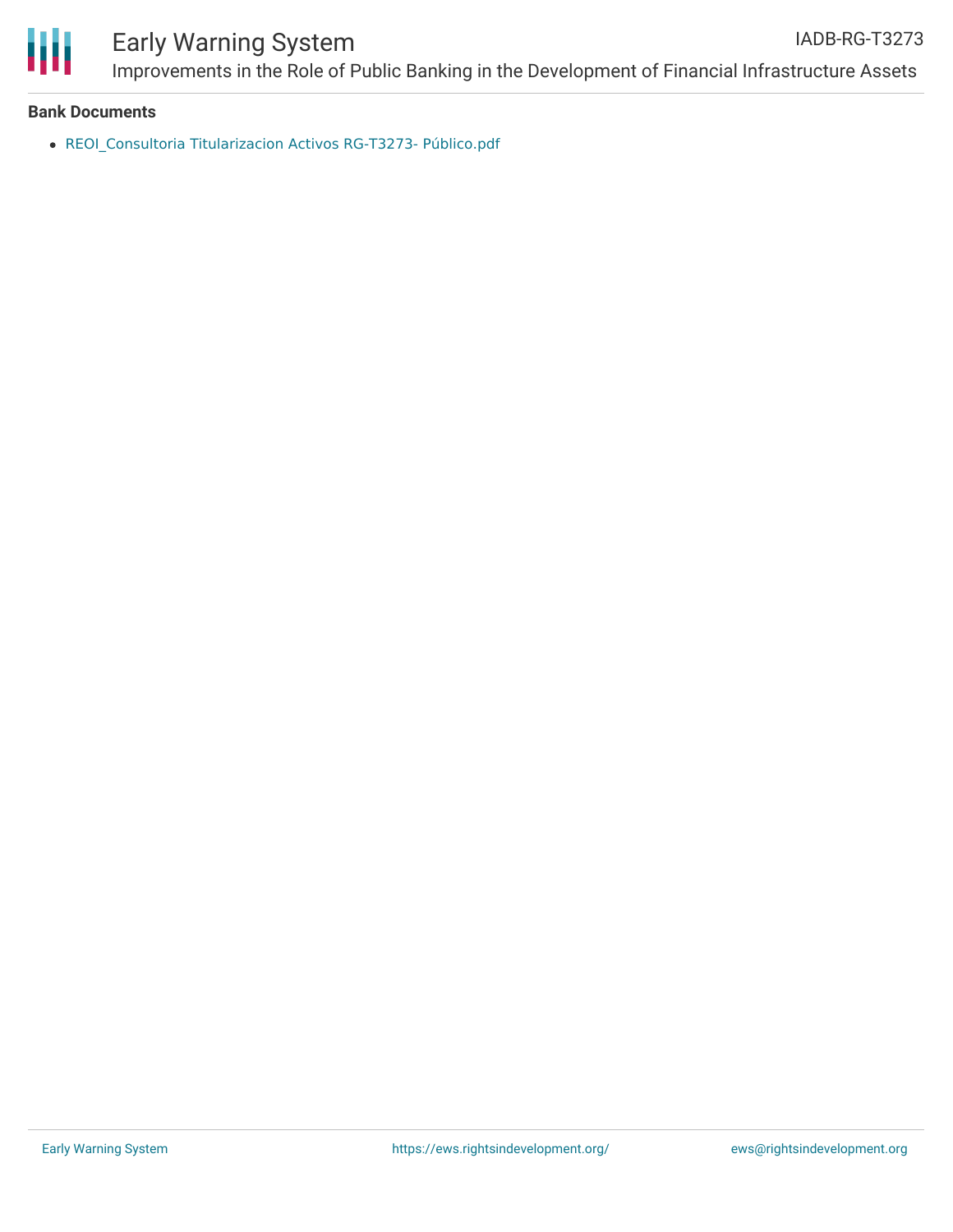**Bank Documents**

- REOI_Consultoria Titularizacion Activos RG-T3273- Público.pdf